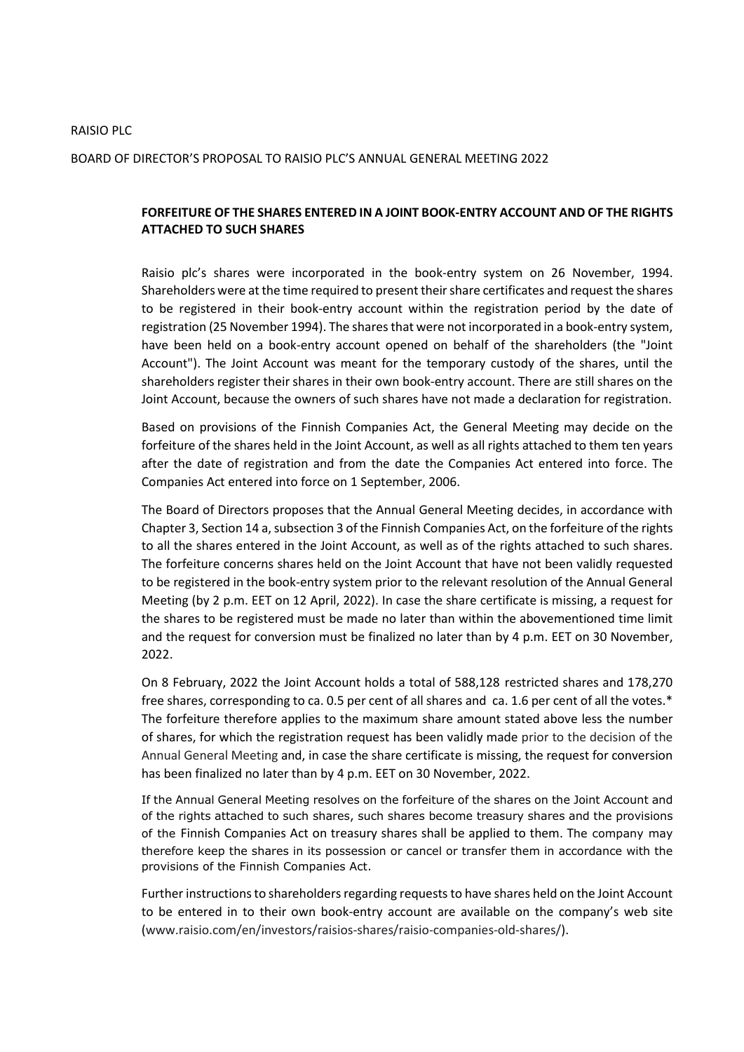RAISIO PLC

BOARD OF DIRECTOR'S PROPOSAL TO RAISIO PLC'S ANNUAL GENERAL MEETING 2022

**FORFEITURE OF THE SHARES ENTERED IN A JOINT BOOK-ENTRY ACCOUNT AND OF THE RIGHTS ATTACHED TO SUCH SHARES**

Raisio plc's shares were incorporated in the book-entry system on 26 November, 1994. Shareholders were at the time required to present their share certificates and request the shares to be registered in their book-entry account within the registration period by the date of registration (25 November 1994). The shares that were not incorporated in a book-entry system, have been held on a book-entry account opened on behalf of the shareholders (the "Joint Account"). The Joint Account was meant for the temporary custody of the shares, until the shareholders register their shares in their own book-entry account. There are still shares on the Joint Account, because the owners of such shares have not made a declaration for registration.

Based on provisions of the Finnish Companies Act, the General Meeting may decide on the forfeiture of the shares held in the Joint Account, as well as all rights attached to them ten years after the date of registration and from the date the Companies Act entered into force. The Companies Act entered into force on 1 September, 2006.

The Board of Directors proposes that the Annual General Meeting decides, in accordance with Chapter 3, Section 14 a, subsection 3 of the Finnish Companies Act, on the forfeiture of the rights to all the shares entered in the Joint Account, as well as of the rights attached to such shares. The forfeiture concerns shares held on the Joint Account that have not been validly requested to be registered in the book-entry system prior to the relevant resolution of the Annual General Meeting (by 2 p.m. EET on 12 April, 2022). In case the share certificate is missing, a request for the shares to be registered must be made no later than within the abovementioned time limit and the request for conversion must be finalized no later than by 4 p.m. EET on 30 November, 2022.

On 8 February, 2022 the Joint Account holds a total of 588,128 restricted shares and 178,270 free shares, corresponding to ca. 0.5 per cent of all shares and ca. 1.6 per cent of all the votes.* The forfeiture therefore applies to the maximum share amount stated above less the number of shares, for which the registration request has been validly made prior to the decision of the Annual General Meeting and, in case the share certificate is missing, the request for conversion has been finalized no later than by 4 p.m. EET on 30 November, 2022.

If the Annual General Meeting resolves on the forfeiture of the shares on the Joint Account and of the rights attached to such shares, such shares become treasury shares and the provisions of the Finnish Companies Act on treasury shares shall be applied to them. The company may therefore keep the shares in its possession or cancel or transfer them in accordance with the provisions of the Finnish Companies Act.

Further instructions to shareholders regarding requests to have shares held on the Joint Account to be entered in to their own book-entry account are available on the company's web site (www.raisio.com/en/investors/raisios-shares/raisio-companies-old-shares/).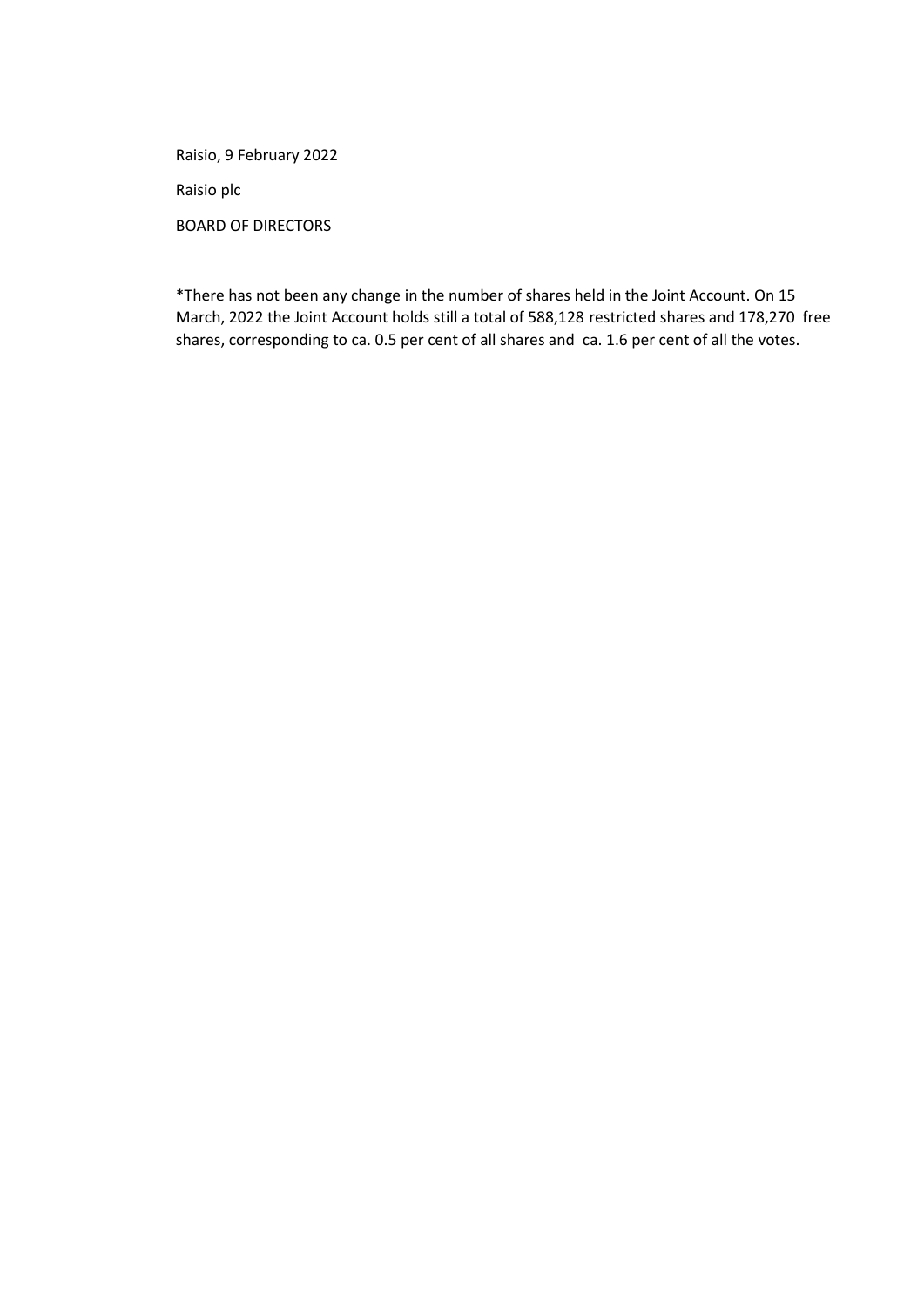Raisio, 9 February 2022

Raisio plc

BOARD OF DIRECTORS

*There has not been any change in the number of shares held in the Joint Account. On 15 March, 2022 the Joint Account holds still a total of 588,128 restricted shares and 178,270 free shares, corresponding to ca. 0.5 per cent of all shares and ca. 1.6 per cent of all the votes.